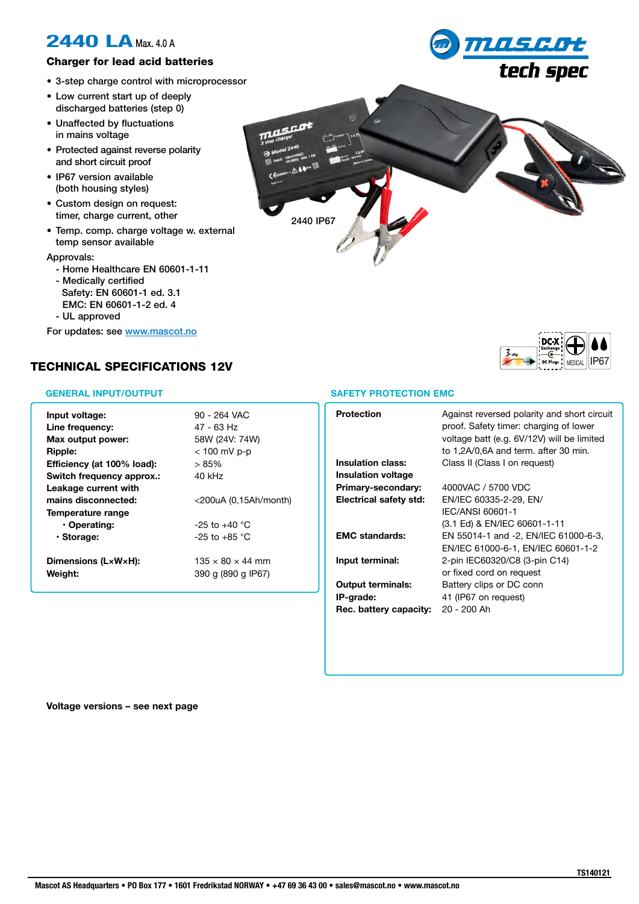# 2440 LA Max. 4.0 A

**Charger for lead acid batteries**

- 3-step charge control with microprocessor
- Low current start up of deeply discharged batteries (step 0)
- Unaffected by fluctuations in mains voltage
- Protected against reverse polarity and short circuit proof
- IP67 version available (both housing styles)
- Custom design on request: timer, charge current, other
- Temp. comp. charge voltage w. external temp sensor available

Approvals:
- Home Healthcare EN 60601-1-11
- Medically certified
  Safety: EN 60601-1 ed. 3.1
  EMC: EN 60601-1-2 ed. 4
- UL approved

For updates: see www.mascot.no

2440 IP67

## TECHNICAL SPECIFICATIONS 12V

### GENERAL INPUT/OUTPUT

| | |
|---|---|
| **Input voltage:** | 90 - 264 VAC |
| **Line frequency:** | 47 - 63 Hz |
| **Max output power:** | 58W (24V: 74W) |
| **Ripple:** | < 100 mV p-p |
| **Efficiency (at 100% load):** | > 85% |
| **Switch frequency approx.:** | 40 kHz |
| **Leakage current with mains disconnected:** | <200uA (0,15Ah/month) |
| **Temperature range** | |
| · **Operating:** | -25 to +40 °C |
| · **Storage:** | -25 to +85 °C |
| **Dimensions (L×W×H):** | 135 × 80 × 44 mm |
| **Weight:** | 390 g (890 g IP67) |

### SAFETY PROTECTION EMC

| | |
|---|---|
| **Protection** | Against reversed polarity and short circuit proof. Safety timer: charging of lower voltage batt (e.g. 6V/12V) will be limited to 1,2A/0,6A and term. after 30 min. |
| **Insulation class:** | Class II (Class I on request) |
| **Insulation voltage Primary-secondary:** | 4000VAC / 5700 VDC |
| **Electrical safety std:** | EN/IEC 60335-2-29, EN/ IEC/ANSI 60601-1 (3.1 Ed) & EN/IEC 60601-1-11 |
| **EMC standards:** | EN 55014-1 and -2, EN/IEC 61000-6-3, EN/IEC 61000-6-1, EN/IEC 60601-1-2 |
| **Input terminal:** | 2-pin IEC60320/C8 (3-pin C14) or fixed cord on request |
| **Output terminals:** | Battery clips or DC conn |
| **IP-grade:** | 41 (IP67 on request) |
| **Rec. battery capacity:** | 20 - 200 Ah |

**Voltage versions – see next page**

TS140121

Mascot AS Headquarters • PO Box 177 • 1601 Fredrikstad NORWAY • +47 69 36 43 00 • sales@mascot.no • www.mascot.no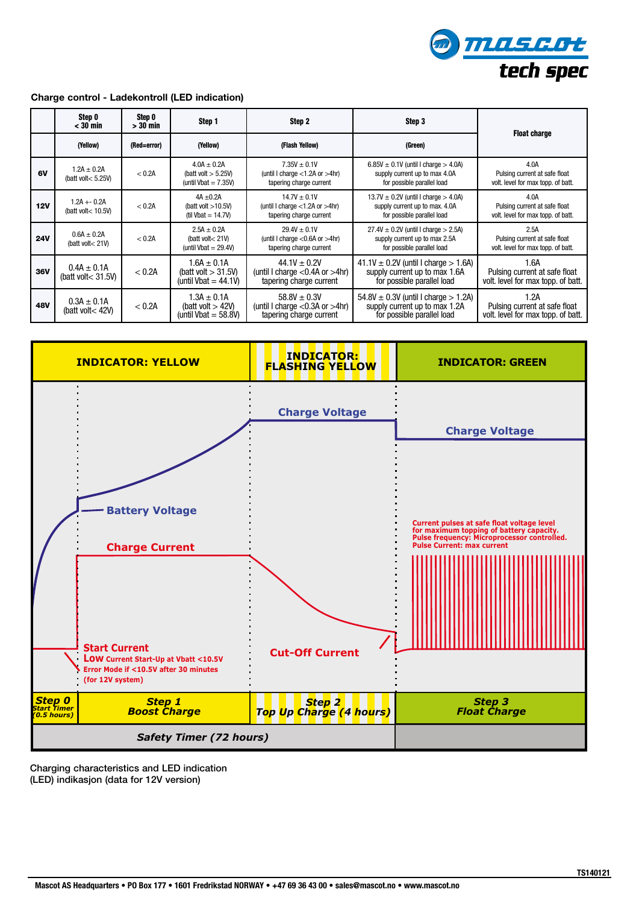### Charge control - Ladekontroll (LED indication)

| | Step 0 < 30 min | Step 0 > 30 min | Step 1 | Step 2 | Step 3 | Float charge |
|---|---|---|---|---|---|---|
| | (Yellow) | (Red=error) | (Yellow) | (Flash Yellow) | (Green) | |
| **6V** | 1.2A ± 0.2A (batt volt< 5.25V) | < 0.2A | 4.0A ± 0.2A (batt volt > 5.25V) (until Vbat = 7.35V) | 7.35V ± 0.1V (until I charge <1.2A or >4hr) tapering charge current | 6.85V ± 0.1V (until I charge > 4.0A) supply current up to max 4.0A for possible parallel load | 4.0A Pulsing current at safe float volt. level for max topp. of batt. |
| **12V** | 1.2A +- 0.2A (batt volt< 10.5V) | < 0.2A | 4A ±0.2A (batt volt >10.5V) (til Vbat = 14.7V) | 14.7V ± 0.1V (until I charge <1.2A or >4hr) tapering charge current | 13.7V ± 0.2V (until I charge > 4.0A) supply current up to max. 4.0A for possible parallel load | 4.0A Pulsing current at safe float volt. level for max topp. of batt. |
| **24V** | 0.6A ± 0.2A (batt volt< 21V) | < 0.2A | 2.5A ± 0.2A (batt volt< 21V) (until Vbat = 29.4V) | 29.4V ± 0.1V (until I charge <0.6A or >4hr) tapering charge current | 27.4V ± 0.2V (until I charge > 2.5A) supply current up to max 2.5A for possible parallel load | 2.5A Pulsing current at safe float volt. level for max topp. of batt. |
| **36V** | 0.4A ± 0.1A (batt volt< 31.5V) | < 0.2A | 1.6A ± 0.1A (batt volt > 31.5V) (until Vbat = 44.1V) | 44.1V ± 0.2V (until I charge <0.4A or >4hr) tapering charge current | 41.1V ± 0.2V (until I charge > 1.6A) supply current up to max 1.6A for possible parallel load | 1.6A Pulsing current at safe float volt. level for max topp. of batt. |
| **48V** | 0.3A ± 0.1A (batt volt< 42V) | < 0.2A | 1.3A ± 0.1A (batt volt > 42V) (until Vbat = 58.8V) | 58.8V ± 0.3V (until I charge <0.3A or >4hr) tapering charge current | 54.8V ± 0.3V (until I charge > 1.2A) supply current up to max 1.2A for possible parallel load | 1.2A Pulsing current at safe float volt. level for max topp. of batt. |

Charging characteristics and LED indication
(LED) indikasjon (data for 12V version)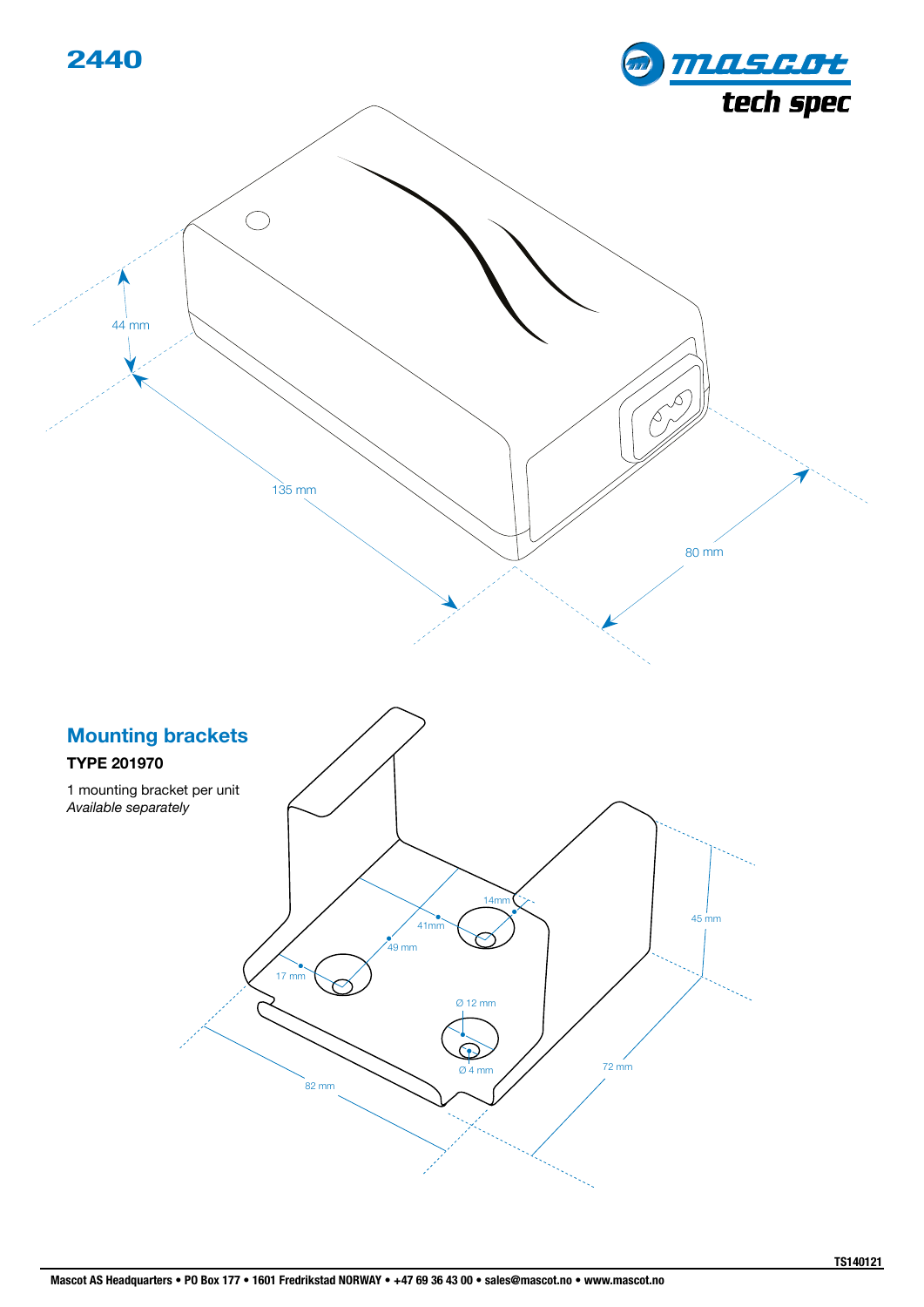# 2440

tech spec

44 mm

135 mm

80 mm

## Mounting brackets

**TYPE 201970**

1 mounting bracket per unit
*Available separately*

14mm

41mm

49 mm

17 mm

45 mm

Ø 12 mm

Ø 4 mm

72 mm

82 mm

TS140121

**Mascot AS Headquarters • PO Box 177 • 1601 Fredrikstad NORWAY • +47 69 36 43 00 • sales@mascot.no • www.mascot.no**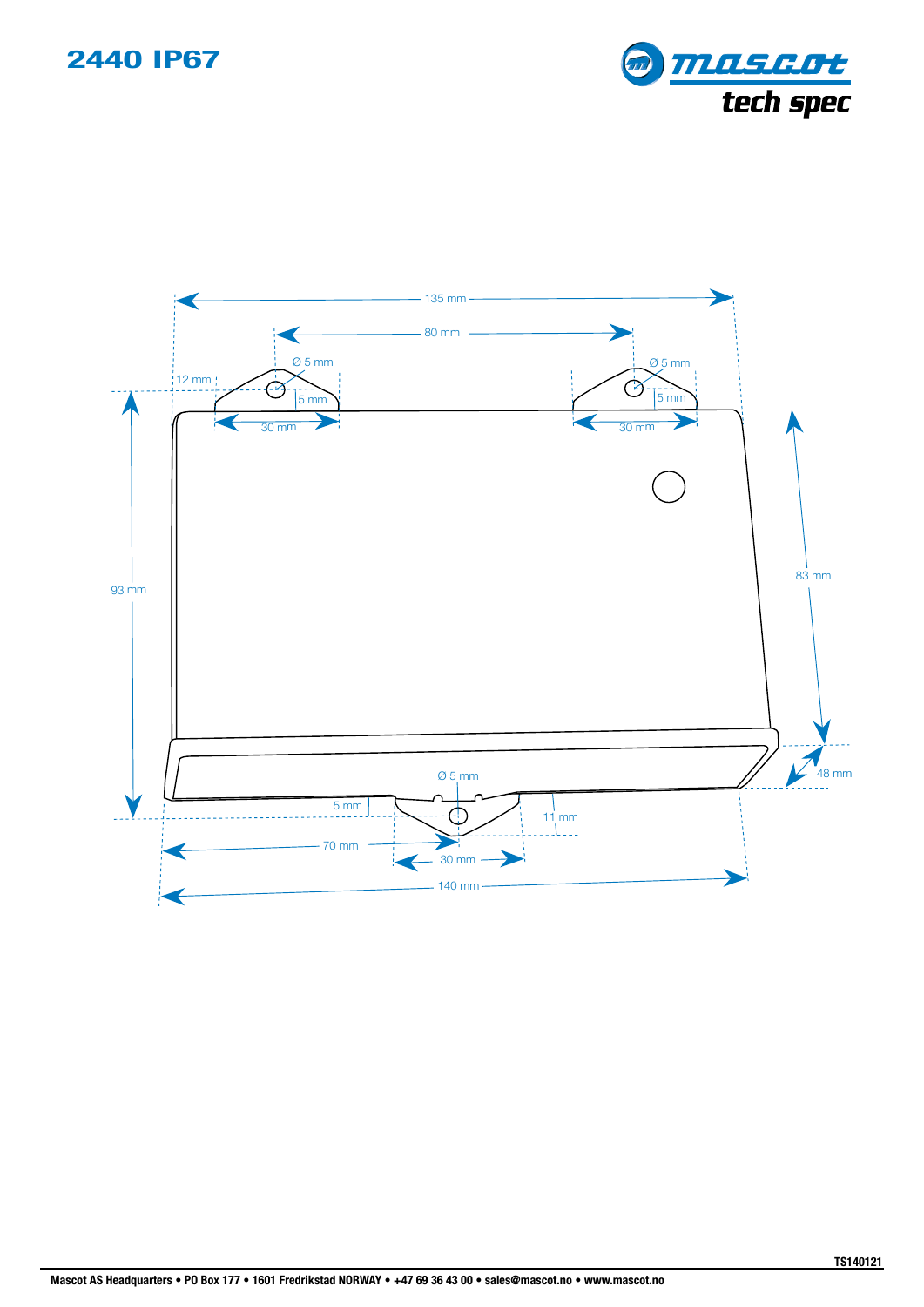# 2440 IP67

135 mm

80 mm

Ø 5 mm

Ø 5 mm

12 mm

5 mm

5 mm

30 mm

30 mm

93 mm

83 mm

48 mm

Ø 5 mm

5 mm

11 mm

70 mm

30 mm

140 mm

TS140121

Mascot AS Headquarters • PO Box 177 • 1601 Fredrikstad NORWAY • +47 69 36 43 00 • sales@mascot.no • www.mascot.no